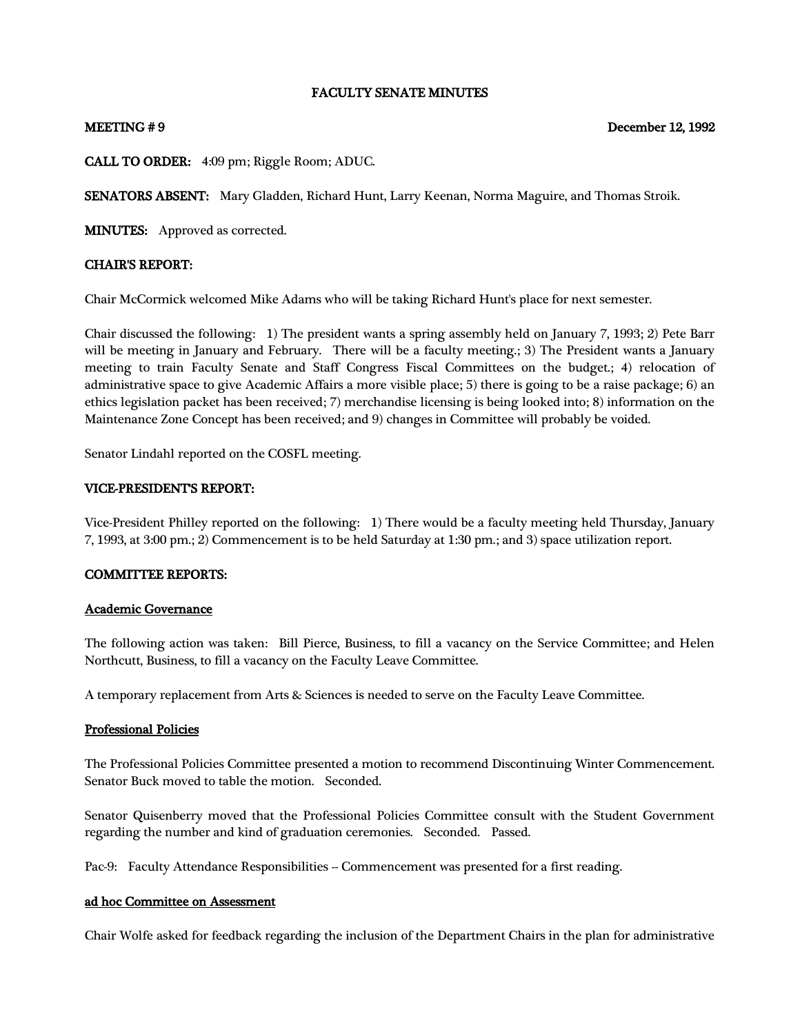# FACULTY SENATE MINUTES

**MEETING # 9** **December 12, 1992**

**CALL TO ORDER:** 4:09 pm; Riggle Room; ADUC.

**SENATORS ABSENT:** Mary Gladden, Richard Hunt, Larry Keenan, Norma Maguire, and Thomas Stroik.

**MINUTES:** Approved as corrected.

**CHAIR'S REPORT:**

Chair McCormick welcomed Mike Adams who will be taking Richard Hunt's place for next semester.

Chair discussed the following: 1) The president wants a spring assembly held on January 7, 1993; 2) Pete Barr will be meeting in January and February. There will be a faculty meeting.; 3) The President wants a January meeting to train Faculty Senate and Staff Congress Fiscal Committees on the budget.; 4) relocation of administrative space to give Academic Affairs a more visible place; 5) there is going to be a raise package; 6) an ethics legislation packet has been received; 7) merchandise licensing is being looked into; 8) information on the Maintenance Zone Concept has been received; and 9) changes in Committee will probably be voided.

Senator Lindahl reported on the COSFL meeting.

**VICE-PRESIDENT'S REPORT:**

Vice-President Philley reported on the following: 1) There would be a faculty meeting held Thursday, January 7, 1993, at 3:00 pm.; 2) Commencement is to be held Saturday at 1:30 pm.; and 3) space utilization report.

**COMMITTEE REPORTS:**

**Academic Governance**

The following action was taken: Bill Pierce, Business, to fill a vacancy on the Service Committee; and Helen Northcutt, Business, to fill a vacancy on the Faculty Leave Committee.

A temporary replacement from Arts & Sciences is needed to serve on the Faculty Leave Committee.

**Professional Policies**

The Professional Policies Committee presented a motion to recommend Discontinuing Winter Commencement. Senator Buck moved to table the motion. Seconded.

Senator Quisenberry moved that the Professional Policies Committee consult with the Student Government regarding the number and kind of graduation ceremonies. Seconded. Passed.

Pac-9: Faculty Attendance Responsibilities -- Commencement was presented for a first reading.

**ad hoc Committee on Assessment**

Chair Wolfe asked for feedback regarding the inclusion of the Department Chairs in the plan for administrative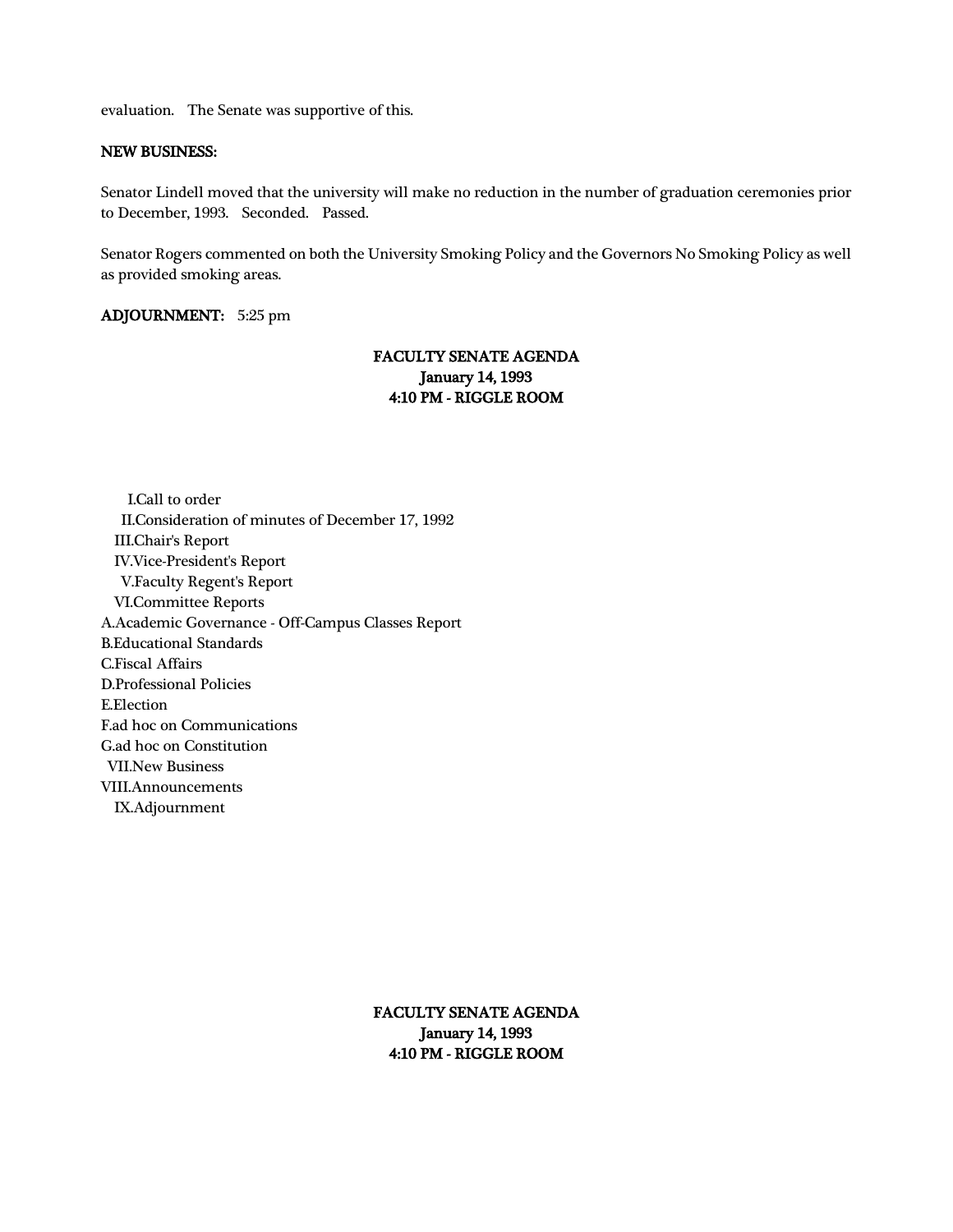evaluation. The Senate was supportive of this.

**NEW BUSINESS:**

Senator Lindell moved that the university will make no reduction in the number of graduation ceremonies prior to December, 1993. Seconded. Passed.

Senator Rogers commented on both the University Smoking Policy and the Governors No Smoking Policy as well as provided smoking areas.

**ADJOURNMENT:** 5:25 pm

**FACULTY SENATE AGENDA**
**January 14, 1993**
**4:10 PM - RIGGLE ROOM**

I. Call to order
II. Consideration of minutes of December 17, 1992
III. Chair's Report
IV. Vice-President's Report
V. Faculty Regent's Report
VI. Committee Reports
A. Academic Governance - Off-Campus Classes Report
B. Educational Standards
C. Fiscal Affairs
D. Professional Policies
E. Election
F. ad hoc on Communications
G. ad hoc on Constitution
VII. New Business
VIII. Announcements
IX. Adjournment

**FACULTY SENATE AGENDA**
**January 14, 1993**
**4:10 PM - RIGGLE ROOM**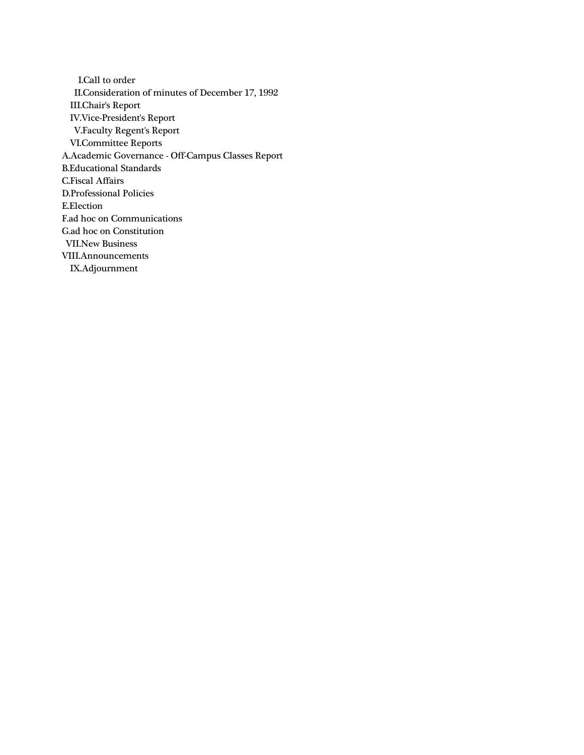I. Call to order
II. Consideration of minutes of December 17, 1992
III. Chair's Report
IV. Vice-President's Report
V. Faculty Regent's Report
VI. Committee Reports
A. Academic Governance - Off-Campus Classes Report
B. Educational Standards
C. Fiscal Affairs
D. Professional Policies
E. Election
F. ad hoc on Communications
G. ad hoc on Constitution
VII. New Business
VIII. Announcements
IX. Adjournment